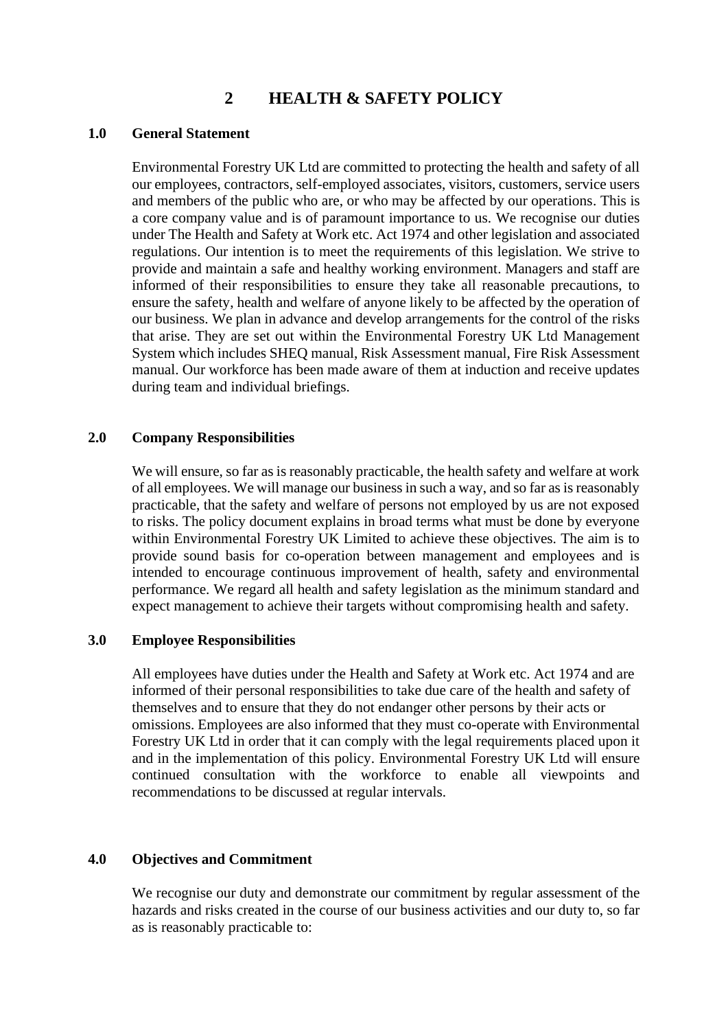# 2 HEALTH & SAFETY POLICY

## 1.0 General Statement

Environmental Forestry UK Ltd are committed to protecting the health and safety of all our employees, contractors, self-employed associates, visitors, customers, service users and members of the public who are, or who may be affected by our operations. This is a core company value and is of paramount importance to us. We recognise our duties under The Health and Safety at Work etc. Act 1974 and other legislation and associated regulations. Our intention is to meet the requirements of this legislation. We strive to provide and maintain a safe and healthy working environment. Managers and staff are informed of their responsibilities to ensure they take all reasonable precautions, to ensure the safety, health and welfare of anyone likely to be affected by the operation of our business. We plan in advance and develop arrangements for the control of the risks that arise. They are set out within the Environmental Forestry UK Ltd Management System which includes SHEQ manual, Risk Assessment manual, Fire Risk Assessment manual. Our workforce has been made aware of them at induction and receive updates during team and individual briefings.

## 2.0 Company Responsibilities

We will ensure, so far as is reasonably practicable, the health safety and welfare at work of all employees. We will manage our business in such a way, and so far as is reasonably practicable, that the safety and welfare of persons not employed by us are not exposed to risks. The policy document explains in broad terms what must be done by everyone within Environmental Forestry UK Limited to achieve these objectives. The aim is to provide sound basis for co-operation between management and employees and is intended to encourage continuous improvement of health, safety and environmental performance. We regard all health and safety legislation as the minimum standard and expect management to achieve their targets without compromising health and safety.

## 3.0 Employee Responsibilities

All employees have duties under the Health and Safety at Work etc. Act 1974 and are informed of their personal responsibilities to take due care of the health and safety of themselves and to ensure that they do not endanger other persons by their acts or omissions. Employees are also informed that they must co-operate with Environmental Forestry UK Ltd in order that it can comply with the legal requirements placed upon it and in the implementation of this policy. Environmental Forestry UK Ltd will ensure continued consultation with the workforce to enable all viewpoints and recommendations to be discussed at regular intervals.

## 4.0 Objectives and Commitment

We recognise our duty and demonstrate our commitment by regular assessment of the hazards and risks created in the course of our business activities and our duty to, so far as is reasonably practicable to: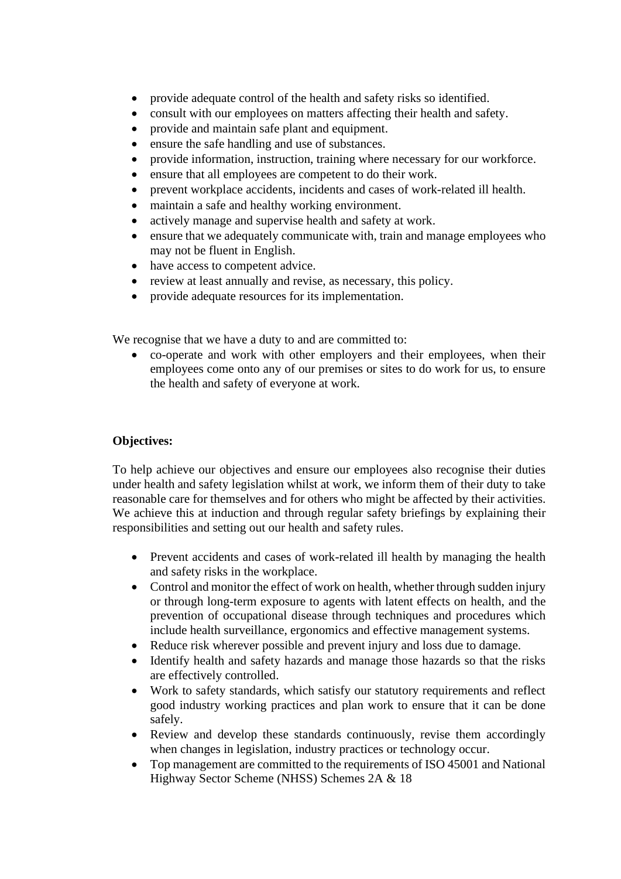- provide adequate control of the health and safety risks so identified.
- consult with our employees on matters affecting their health and safety.
- provide and maintain safe plant and equipment.
- ensure the safe handling and use of substances.
- provide information, instruction, training where necessary for our workforce.
- ensure that all employees are competent to do their work.
- prevent workplace accidents, incidents and cases of work-related ill health.
- maintain a safe and healthy working environment.
- actively manage and supervise health and safety at work.
- ensure that we adequately communicate with, train and manage employees who may not be fluent in English.
- have access to competent advice.
- review at least annually and revise, as necessary, this policy.
- provide adequate resources for its implementation.

We recognise that we have a duty to and are committed to:

- co-operate and work with other employers and their employees, when their employees come onto any of our premises or sites to do work for us, to ensure the health and safety of everyone at work.

**Objectives:**

To help achieve our objectives and ensure our employees also recognise their duties under health and safety legislation whilst at work, we inform them of their duty to take reasonable care for themselves and for others who might be affected by their activities. We achieve this at induction and through regular safety briefings by explaining their responsibilities and setting out our health and safety rules.

- Prevent accidents and cases of work-related ill health by managing the health and safety risks in the workplace.
- Control and monitor the effect of work on health, whether through sudden injury or through long-term exposure to agents with latent effects on health, and the prevention of occupational disease through techniques and procedures which include health surveillance, ergonomics and effective management systems.
- Reduce risk wherever possible and prevent injury and loss due to damage.
- Identify health and safety hazards and manage those hazards so that the risks are effectively controlled.
- Work to safety standards, which satisfy our statutory requirements and reflect good industry working practices and plan work to ensure that it can be done safely.
- Review and develop these standards continuously, revise them accordingly when changes in legislation, industry practices or technology occur.
- Top management are committed to the requirements of ISO 45001 and National Highway Sector Scheme (NHSS) Schemes 2A & 18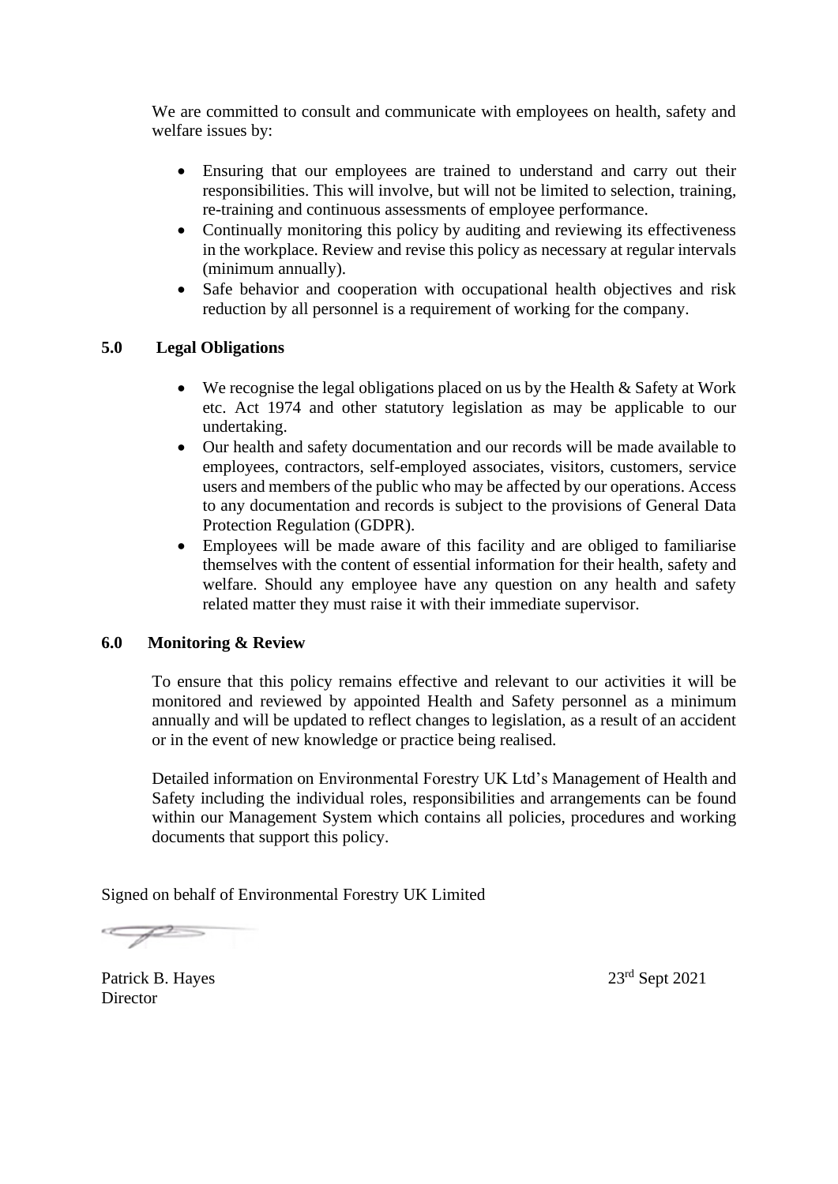We are committed to consult and communicate with employees on health, safety and welfare issues by:

- Ensuring that our employees are trained to understand and carry out their responsibilities. This will involve, but will not be limited to selection, training, re-training and continuous assessments of employee performance.
- Continually monitoring this policy by auditing and reviewing its effectiveness in the workplace. Review and revise this policy as necessary at regular intervals (minimum annually).
- Safe behavior and cooperation with occupational health objectives and risk reduction by all personnel is a requirement of working for the company.

## 5.0 Legal Obligations

- We recognise the legal obligations placed on us by the Health & Safety at Work etc. Act 1974 and other statutory legislation as may be applicable to our undertaking.
- Our health and safety documentation and our records will be made available to employees, contractors, self-employed associates, visitors, customers, service users and members of the public who may be affected by our operations. Access to any documentation and records is subject to the provisions of General Data Protection Regulation (GDPR).
- Employees will be made aware of this facility and are obliged to familiarise themselves with the content of essential information for their health, safety and welfare. Should any employee have any question on any health and safety related matter they must raise it with their immediate supervisor.

## 6.0 Monitoring & Review

To ensure that this policy remains effective and relevant to our activities it will be monitored and reviewed by appointed Health and Safety personnel as a minimum annually and will be updated to reflect changes to legislation, as a result of an accident or in the event of new knowledge or practice being realised.

Detailed information on Environmental Forestry UK Ltd's Management of Health and Safety including the individual roles, responsibilities and arrangements can be found within our Management System which contains all policies, procedures and working documents that support this policy.

Signed on behalf of Environmental Forestry UK Limited

Patrick B. Hayes
Director

23rd Sept 2021